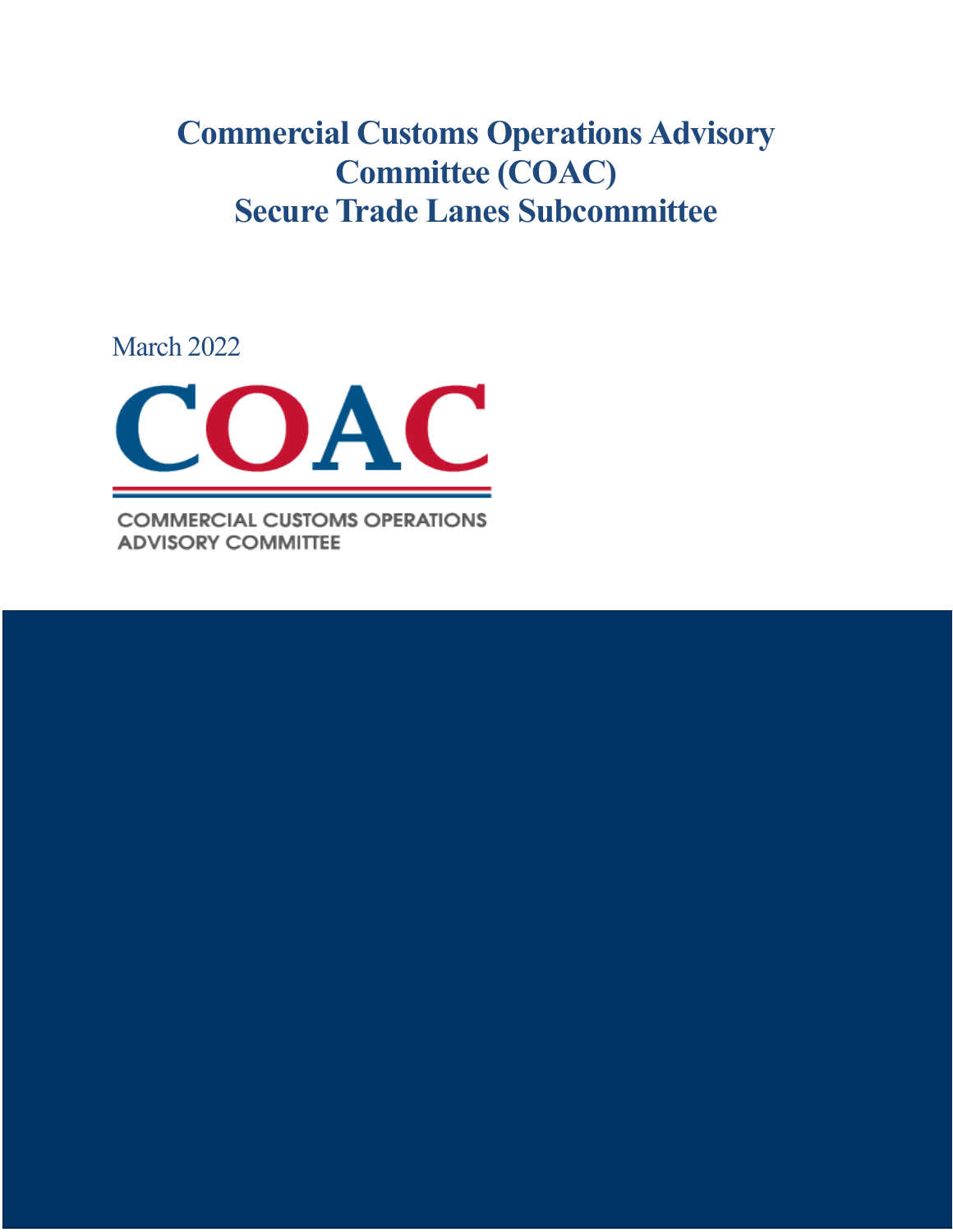# Commercial Customs Operations Advisory Committee (COAC)
# Secure Trade Lanes Subcommittee

March 2022

COAC

COMMERCIAL CUSTOMS OPERATIONS ADVISORY COMMITTEE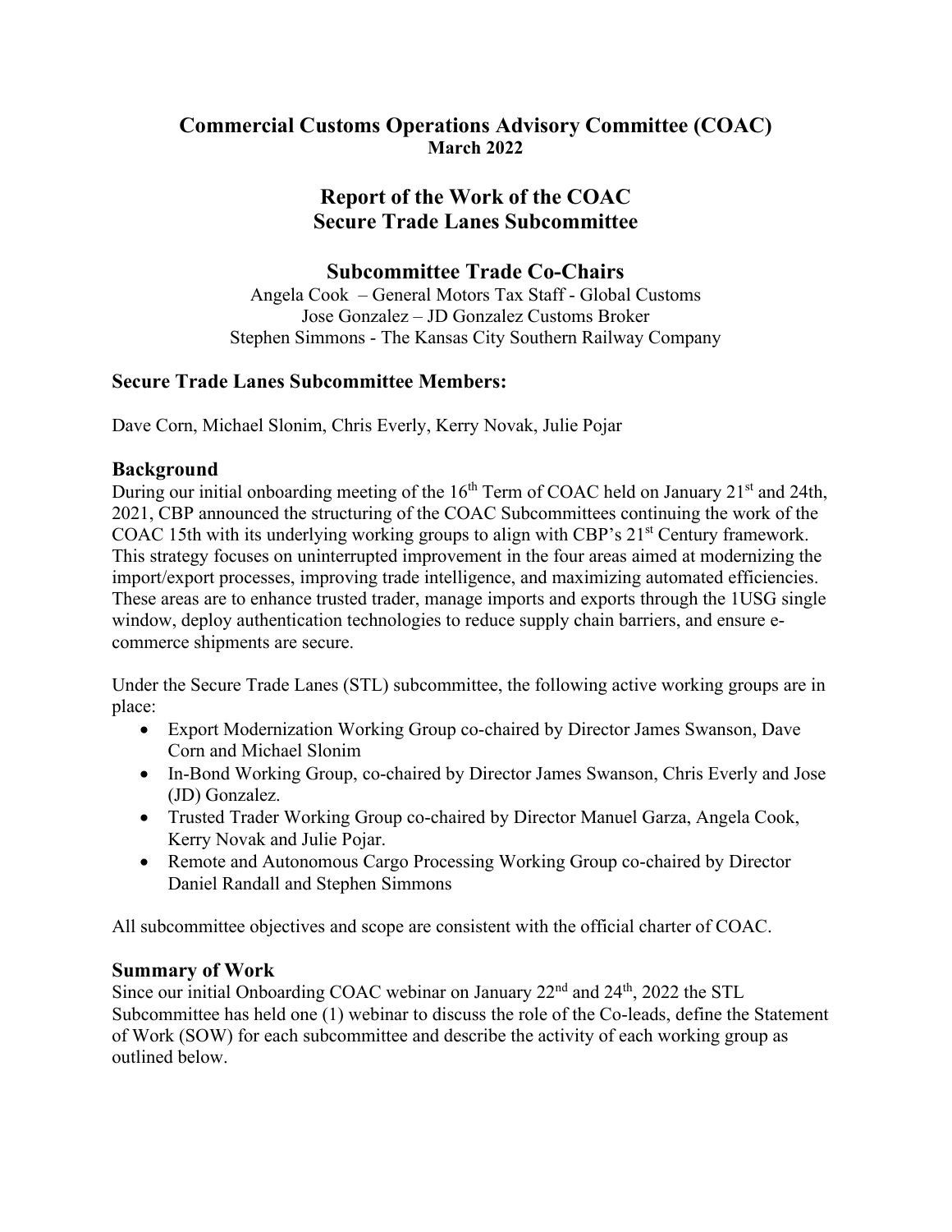## Commercial Customs Operations Advisory Committee (COAC)
**March 2022**

# Report of the Work of the COAC
# Secure Trade Lanes Subcommittee

## Subcommittee Trade Co-Chairs

Angela Cook – General Motors Tax Staff - Global Customs
Jose Gonzalez – JD Gonzalez Customs Broker
Stephen Simmons - The Kansas City Southern Railway Company

### Secure Trade Lanes Subcommittee Members:

Dave Corn, Michael Slonim, Chris Everly, Kerry Novak, Julie Pojar

### Background

During our initial onboarding meeting of the 16th Term of COAC held on January 21st and 24th, 2021, CBP announced the structuring of the COAC Subcommittees continuing the work of the COAC 15th with its underlying working groups to align with CBP's 21st Century framework. This strategy focuses on uninterrupted improvement in the four areas aimed at modernizing the import/export processes, improving trade intelligence, and maximizing automated efficiencies. These areas are to enhance trusted trader, manage imports and exports through the 1USG single window, deploy authentication technologies to reduce supply chain barriers, and ensure e-commerce shipments are secure.

Under the Secure Trade Lanes (STL) subcommittee, the following active working groups are in place:

- Export Modernization Working Group co-chaired by Director James Swanson, Dave Corn and Michael Slonim
- In-Bond Working Group, co-chaired by Director James Swanson, Chris Everly and Jose (JD) Gonzalez.
- Trusted Trader Working Group co-chaired by Director Manuel Garza, Angela Cook, Kerry Novak and Julie Pojar.
- Remote and Autonomous Cargo Processing Working Group co-chaired by Director Daniel Randall and Stephen Simmons

All subcommittee objectives and scope are consistent with the official charter of COAC.

### Summary of Work

Since our initial Onboarding COAC webinar on January 22nd and 24th, 2022 the STL Subcommittee has held one (1) webinar to discuss the role of the Co-leads, define the Statement of Work (SOW) for each subcommittee and describe the activity of each working group as outlined below.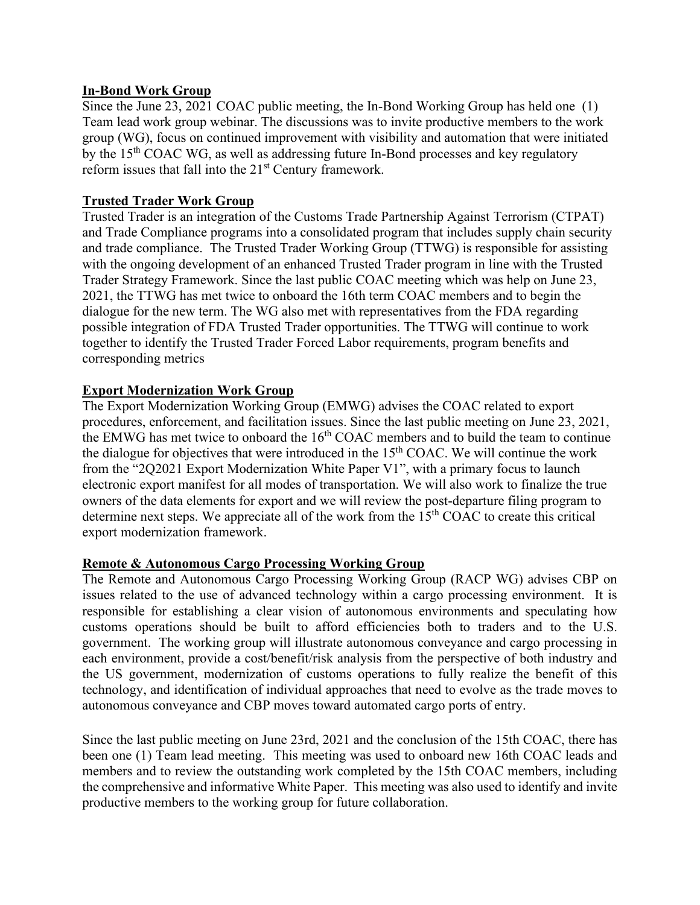## In-Bond Work Group

Since the June 23, 2021 COAC public meeting, the In-Bond Working Group has held one (1) Team lead work group webinar. The discussions was to invite productive members to the work group (WG), focus on continued improvement with visibility and automation that were initiated by the 15th COAC WG, as well as addressing future In-Bond processes and key regulatory reform issues that fall into the 21st Century framework.

## Trusted Trader Work Group

Trusted Trader is an integration of the Customs Trade Partnership Against Terrorism (CTPAT) and Trade Compliance programs into a consolidated program that includes supply chain security and trade compliance. The Trusted Trader Working Group (TTWG) is responsible for assisting with the ongoing development of an enhanced Trusted Trader program in line with the Trusted Trader Strategy Framework. Since the last public COAC meeting which was help on June 23, 2021, the TTWG has met twice to onboard the 16th term COAC members and to begin the dialogue for the new term. The WG also met with representatives from the FDA regarding possible integration of FDA Trusted Trader opportunities. The TTWG will continue to work together to identify the Trusted Trader Forced Labor requirements, program benefits and corresponding metrics

## Export Modernization Work Group

The Export Modernization Working Group (EMWG) advises the COAC related to export procedures, enforcement, and facilitation issues. Since the last public meeting on June 23, 2021, the EMWG has met twice to onboard the 16th COAC members and to build the team to continue the dialogue for objectives that were introduced in the 15th COAC. We will continue the work from the "2Q2021 Export Modernization White Paper V1", with a primary focus to launch electronic export manifest for all modes of transportation. We will also work to finalize the true owners of the data elements for export and we will review the post-departure filing program to determine next steps. We appreciate all of the work from the 15th COAC to create this critical export modernization framework.

## Remote & Autonomous Cargo Processing Working Group

The Remote and Autonomous Cargo Processing Working Group (RACP WG) advises CBP on issues related to the use of advanced technology within a cargo processing environment. It is responsible for establishing a clear vision of autonomous environments and speculating how customs operations should be built to afford efficiencies both to traders and to the U.S. government. The working group will illustrate autonomous conveyance and cargo processing in each environment, provide a cost/benefit/risk analysis from the perspective of both industry and the US government, modernization of customs operations to fully realize the benefit of this technology, and identification of individual approaches that need to evolve as the trade moves to autonomous conveyance and CBP moves toward automated cargo ports of entry.

Since the last public meeting on June 23rd, 2021 and the conclusion of the 15th COAC, there has been one (1) Team lead meeting. This meeting was used to onboard new 16th COAC leads and members and to review the outstanding work completed by the 15th COAC members, including the comprehensive and informative White Paper. This meeting was also used to identify and invite productive members to the working group for future collaboration.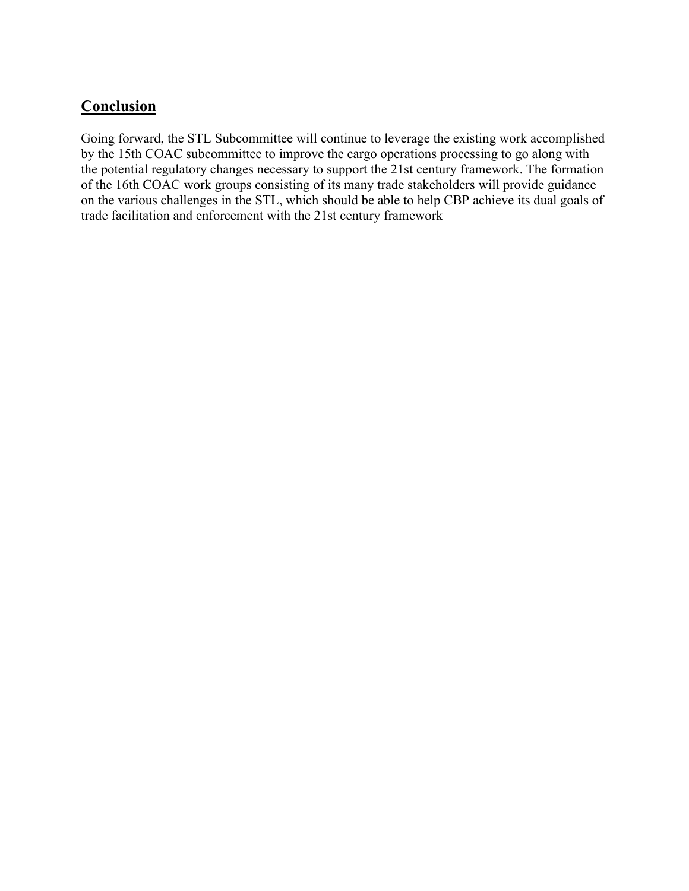## Conclusion

Going forward, the STL Subcommittee will continue to leverage the existing work accomplished by the 15th COAC subcommittee to improve the cargo operations processing to go along with the potential regulatory changes necessary to support the 21st century framework. The formation of the 16th COAC work groups consisting of its many trade stakeholders will provide guidance on the various challenges in the STL, which should be able to help CBP achieve its dual goals of trade facilitation and enforcement with the 21st century framework